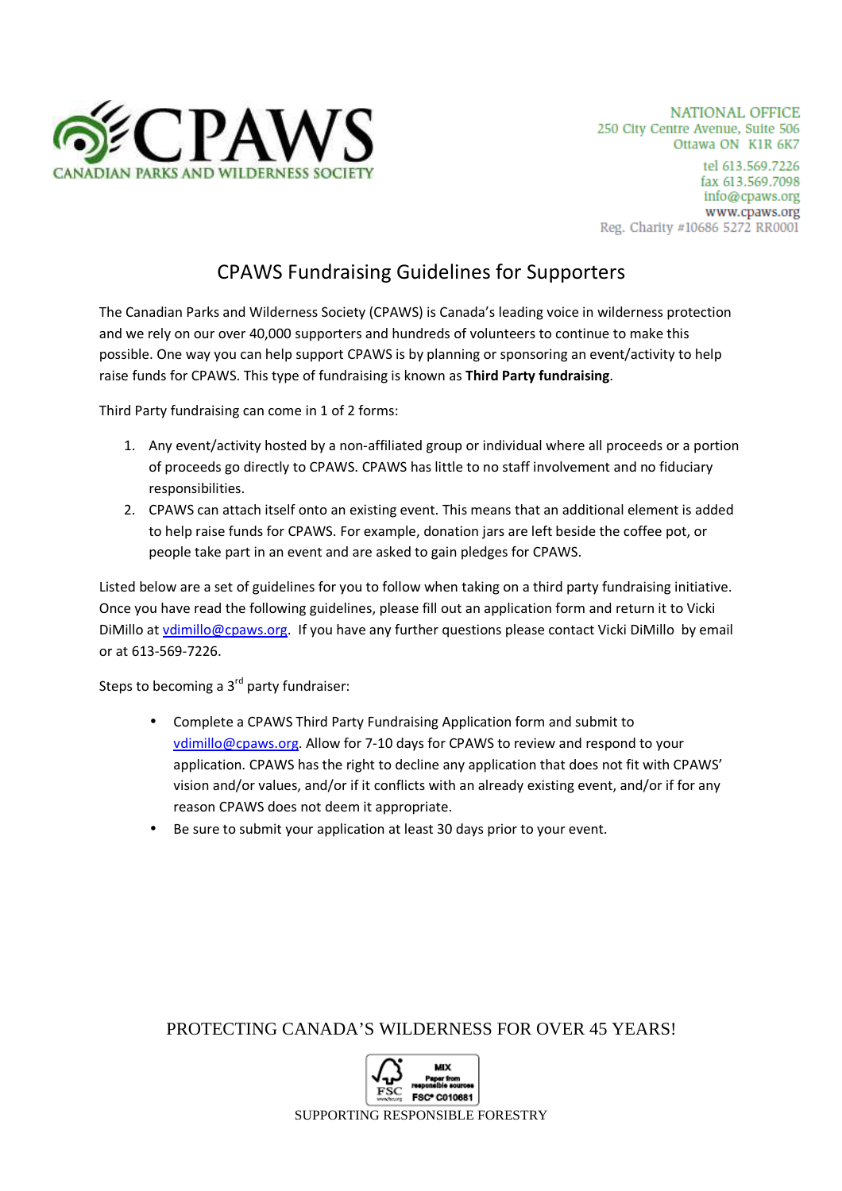CPAWS
CANADIAN PARKS AND WILDERNESS SOCIETY

NATIONAL OFFICE
250 City Centre Avenue, Suite 506
Ottawa ON K1R 6K7

tel 613.569.7226
fax 613.569.7098
info@cpaws.org
www.cpaws.org
Reg. Charity #10686 5272 RR0001

# CPAWS Fundraising Guidelines for Supporters

The Canadian Parks and Wilderness Society (CPAWS) is Canada's leading voice in wilderness protection and we rely on our over 40,000 supporters and hundreds of volunteers to continue to make this possible. One way you can help support CPAWS is by planning or sponsoring an event/activity to help raise funds for CPAWS. This type of fundraising is known as **Third Party fundraising**.

Third Party fundraising can come in 1 of 2 forms:

1. Any event/activity hosted by a non-affiliated group or individual where all proceeds or a portion of proceeds go directly to CPAWS. CPAWS has little to no staff involvement and no fiduciary responsibilities.
2. CPAWS can attach itself onto an existing event. This means that an additional element is added to help raise funds for CPAWS. For example, donation jars are left beside the coffee pot, or people take part in an event and are asked to gain pledges for CPAWS.

Listed below are a set of guidelines for you to follow when taking on a third party fundraising initiative. Once you have read the following guidelines, please fill out an application form and return it to Vicki DiMillo at vdimillo@cpaws.org. If you have any further questions please contact Vicki DiMillo by email or at 613-569-7226.

Steps to becoming a 3rd party fundraiser:

- Complete a CPAWS Third Party Fundraising Application form and submit to vdimillo@cpaws.org. Allow for 7-10 days for CPAWS to review and respond to your application. CPAWS has the right to decline any application that does not fit with CPAWS' vision and/or values, and/or if it conflicts with an already existing event, and/or if for any reason CPAWS does not deem it appropriate.
- Be sure to submit your application at least 30 days prior to your event.

PROTECTING CANADA'S WILDERNESS FOR OVER 45 YEARS!

MIX
Paper from responsible sources
FSC® C010681

SUPPORTING RESPONSIBLE FORESTRY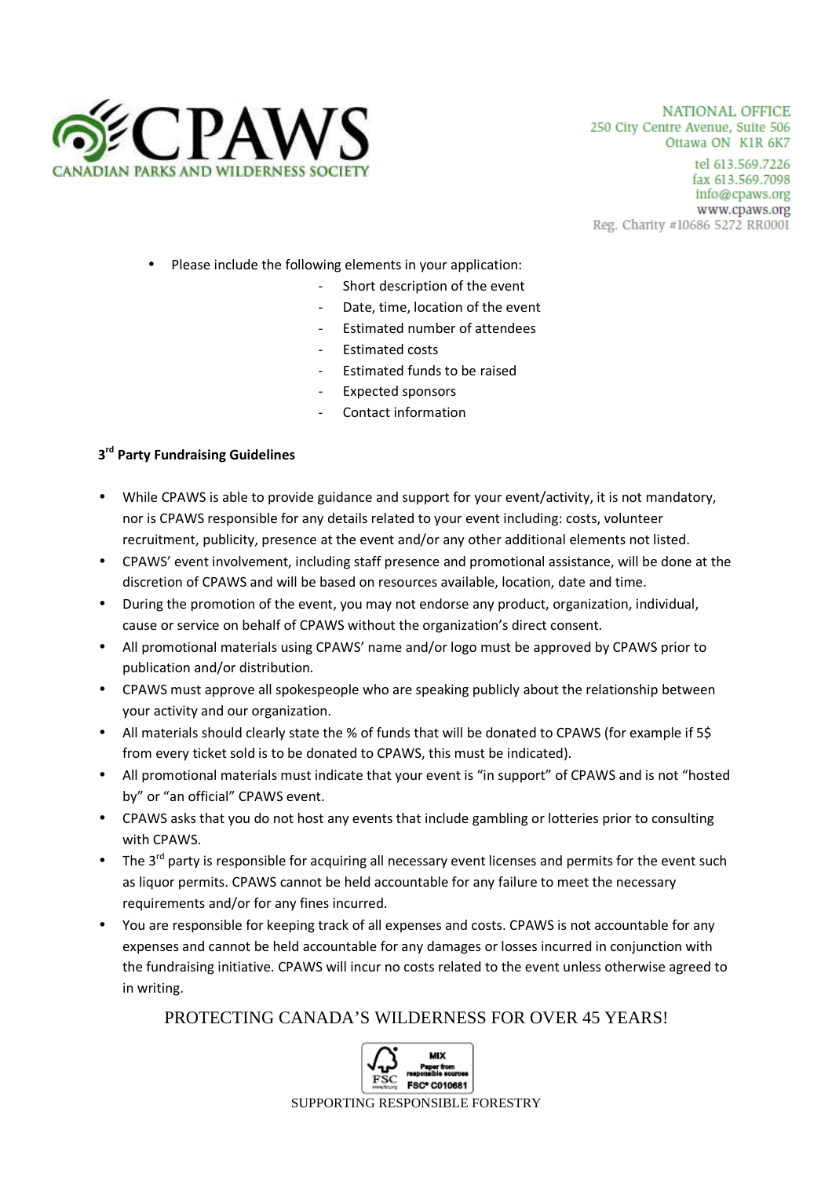- Please include the following elements in your application:
  - Short description of the event
  - Date, time, location of the event
  - Estimated number of attendees
  - Estimated costs
  - Estimated funds to be raised
  - Expected sponsors
  - Contact information

**3rd Party Fundraising Guidelines**

- While CPAWS is able to provide guidance and support for your event/activity, it is not mandatory, nor is CPAWS responsible for any details related to your event including: costs, volunteer recruitment, publicity, presence at the event and/or any other additional elements not listed.
- CPAWS' event involvement, including staff presence and promotional assistance, will be done at the discretion of CPAWS and will be based on resources available, location, date and time.
- During the promotion of the event, you may not endorse any product, organization, individual, cause or service on behalf of CPAWS without the organization's direct consent.
- All promotional materials using CPAWS' name and/or logo must be approved by CPAWS prior to publication and/or distribution.
- CPAWS must approve all spokespeople who are speaking publicly about the relationship between your activity and our organization.
- All materials should clearly state the % of funds that will be donated to CPAWS (for example if 5$ from every ticket sold is to be donated to CPAWS, this must be indicated).
- All promotional materials must indicate that your event is "in support" of CPAWS and is not "hosted by" or "an official" CPAWS event.
- CPAWS asks that you do not host any events that include gambling or lotteries prior to consulting with CPAWS.
- The 3rd party is responsible for acquiring all necessary event licenses and permits for the event such as liquor permits. CPAWS cannot be held accountable for any failure to meet the necessary requirements and/or for any fines incurred.
- You are responsible for keeping track of all expenses and costs. CPAWS is not accountable for any expenses and cannot be held accountable for any damages or losses incurred in conjunction with the fundraising initiative. CPAWS will incur no costs related to the event unless otherwise agreed to in writing.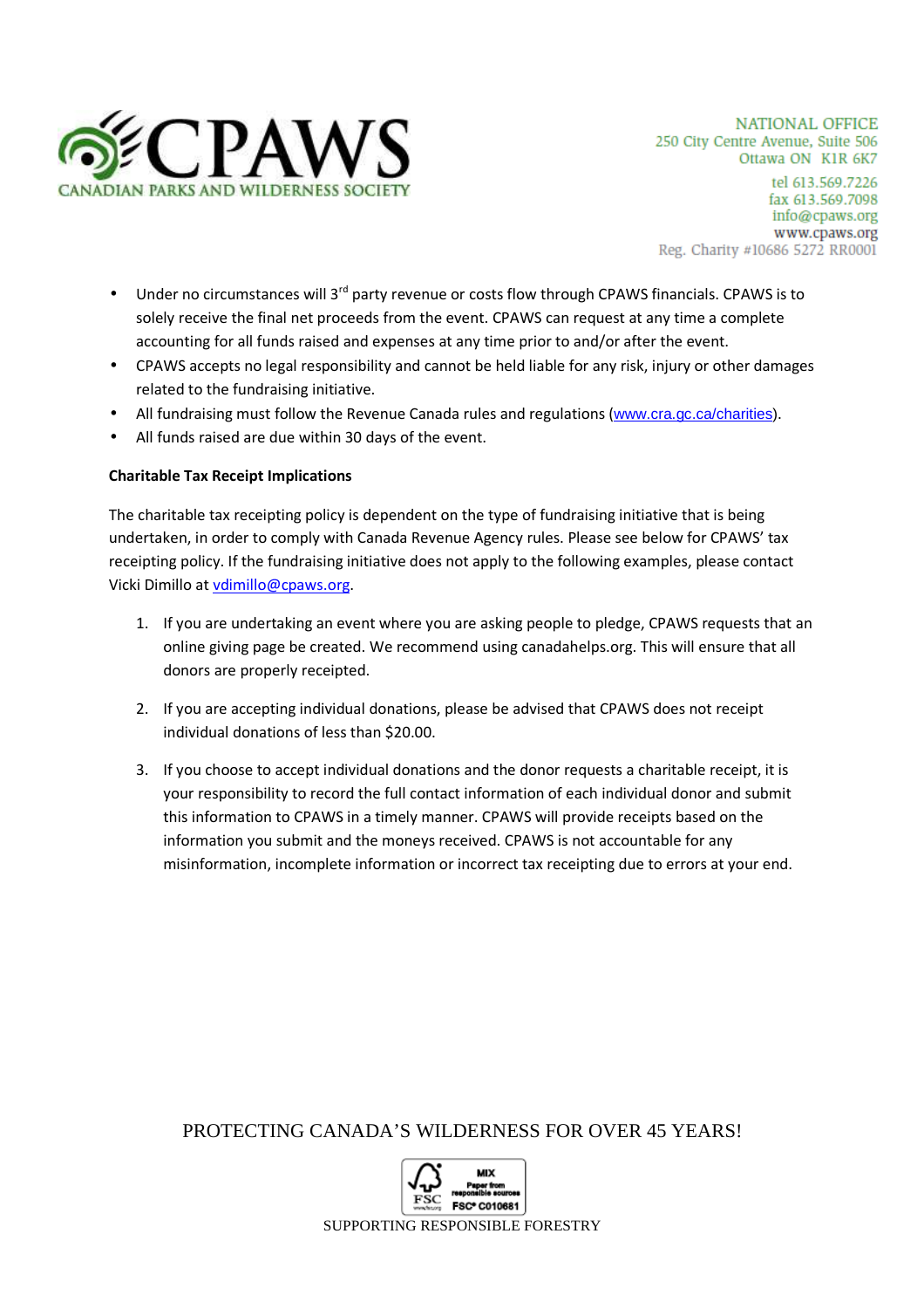- Under no circumstances will 3rd party revenue or costs flow through CPAWS financials. CPAWS is to solely receive the final net proceeds from the event. CPAWS can request at any time a complete accounting for all funds raised and expenses at any time prior to and/or after the event.
- CPAWS accepts no legal responsibility and cannot be held liable for any risk, injury or other damages related to the fundraising initiative.
- All fundraising must follow the Revenue Canada rules and regulations (www.cra.gc.ca/charities).
- All funds raised are due within 30 days of the event.

**Charitable Tax Receipt Implications**

The charitable tax receipting policy is dependent on the type of fundraising initiative that is being undertaken, in order to comply with Canada Revenue Agency rules. Please see below for CPAWS' tax receipting policy. If the fundraising initiative does not apply to the following examples, please contact Vicki Dimillo at vdimillo@cpaws.org.

1. If you are undertaking an event where you are asking people to pledge, CPAWS requests that an online giving page be created. We recommend using canadahelps.org. This will ensure that all donors are properly receipted.

2. If you are accepting individual donations, please be advised that CPAWS does not receipt individual donations of less than $20.00.

3. If you choose to accept individual donations and the donor requests a charitable receipt, it is your responsibility to record the full contact information of each individual donor and submit this information to CPAWS in a timely manner. CPAWS will provide receipts based on the information you submit and the moneys received. CPAWS is not accountable for any misinformation, incomplete information or incorrect tax receipting due to errors at your end.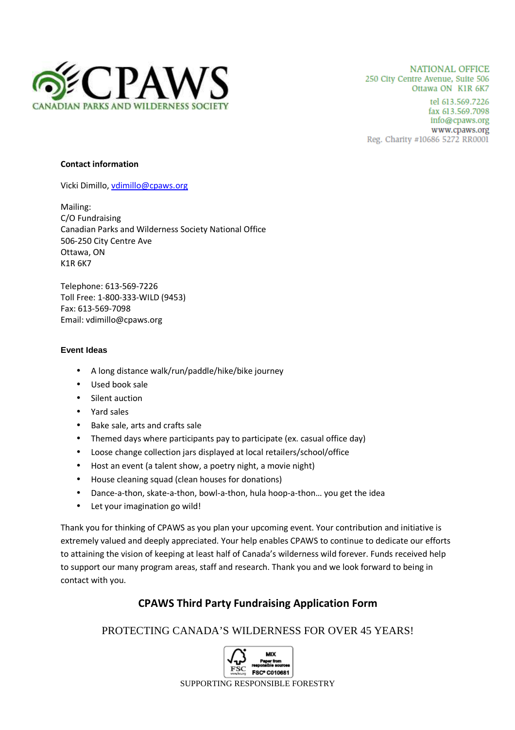# CPAWS
CANADIAN PARKS AND WILDERNESS SOCIETY

NATIONAL OFFICE
250 City Centre Avenue, Suite 506
Ottawa ON K1R 6K7

tel 613.569.7226
fax 613.569.7098
info@cpaws.org
www.cpaws.org
Reg. Charity #10686 5272 RR0001

**Contact information**

Vicki Dimillo, vdimillo@cpaws.org

Mailing:
C/O Fundraising
Canadian Parks and Wilderness Society National Office
506-250 City Centre Ave
Ottawa, ON
K1R 6K7

Telephone: 613-569-7226
Toll Free: 1-800-333-WILD (9453)
Fax: 613-569-7098
Email: vdimillo@cpaws.org

**Event Ideas**

- A long distance walk/run/paddle/hike/bike journey
- Used book sale
- Silent auction
- Yard sales
- Bake sale, arts and crafts sale
- Themed days where participants pay to participate (ex. casual office day)
- Loose change collection jars displayed at local retailers/school/office
- Host an event (a talent show, a poetry night, a movie night)
- House cleaning squad (clean houses for donations)
- Dance-a-thon, skate-a-thon, bowl-a-thon, hula hoop-a-thon… you get the idea
- Let your imagination go wild!

Thank you for thinking of CPAWS as you plan your upcoming event. Your contribution and initiative is extremely valued and deeply appreciated. Your help enables CPAWS to continue to dedicate our efforts to attaining the vision of keeping at least half of Canada's wilderness wild forever. Funds received help to support our many program areas, staff and research. Thank you and we look forward to being in contact with you.

## CPAWS Third Party Fundraising Application Form

PROTECTING CANADA'S WILDERNESS FOR OVER 45 YEARS!

MIX Paper from responsible sources FSC® C010681

SUPPORTING RESPONSIBLE FORESTRY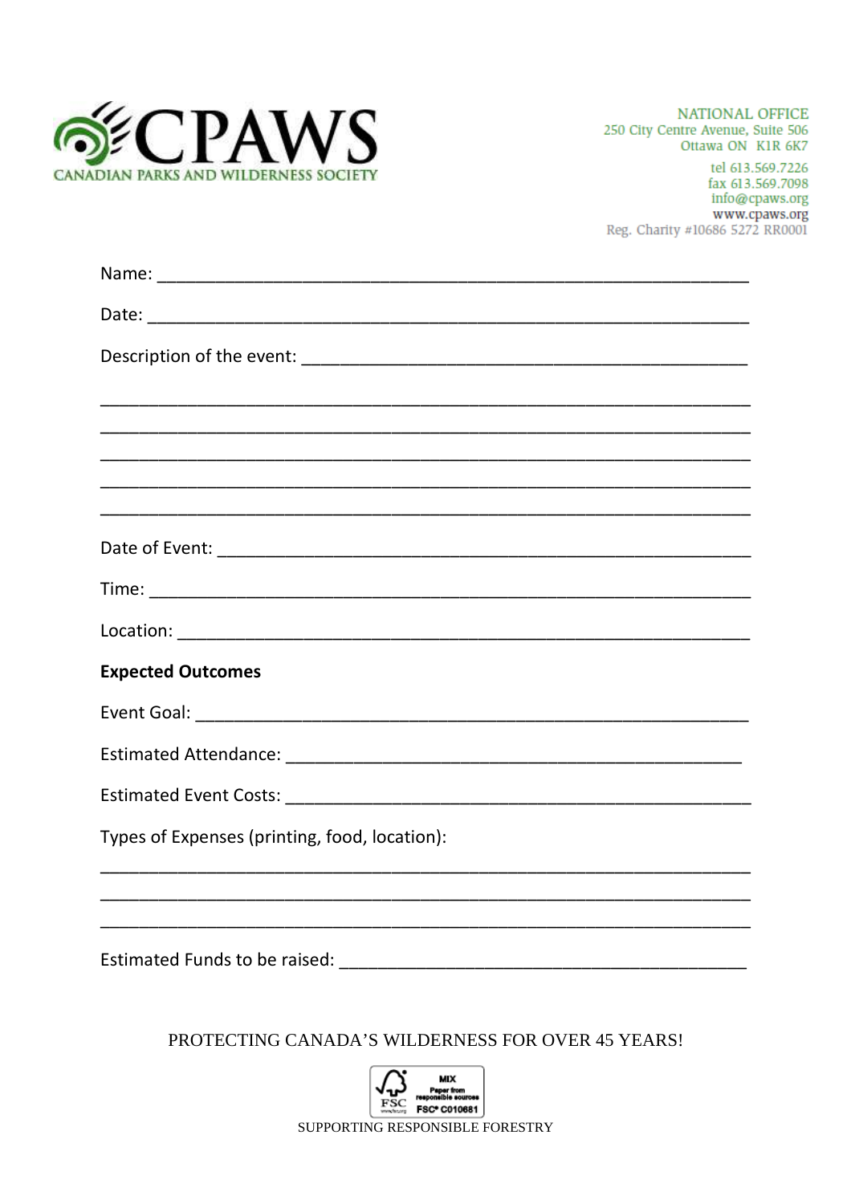CPAWS
CANADIAN PARKS AND WILDERNESS SOCIETY

NATIONAL OFFICE
250 City Centre Avenue, Suite 506
Ottawa ON K1R 6K7

tel 613.569.7226
fax 613.569.7098
info@cpaws.org
www.cpaws.org
Reg. Charity #10686 5272 RR0001

Name: ___________________________________________________________

Date: ____________________________________________________________

Description of the event: ____________________________________________

___________________________________________________________________

___________________________________________________________________

___________________________________________________________________

___________________________________________________________________

___________________________________________________________________

Date of Event: _____________________________________________________

Time: ____________________________________________________________

Location: _________________________________________________________

**Expected Outcomes**

Event Goal: _______________________________________________________

Estimated Attendance: ______________________________________________

Estimated Event Costs: _____________________________________________

Types of Expenses (printing, food, location):

___________________________________________________________________

___________________________________________________________________

___________________________________________________________________

Estimated Funds to be raised: _______________________________________

PROTECTING CANADA'S WILDERNESS FOR OVER 45 YEARS!

MIX
Paper from responsible sources
FSC® C010681

SUPPORTING RESPONSIBLE FORESTRY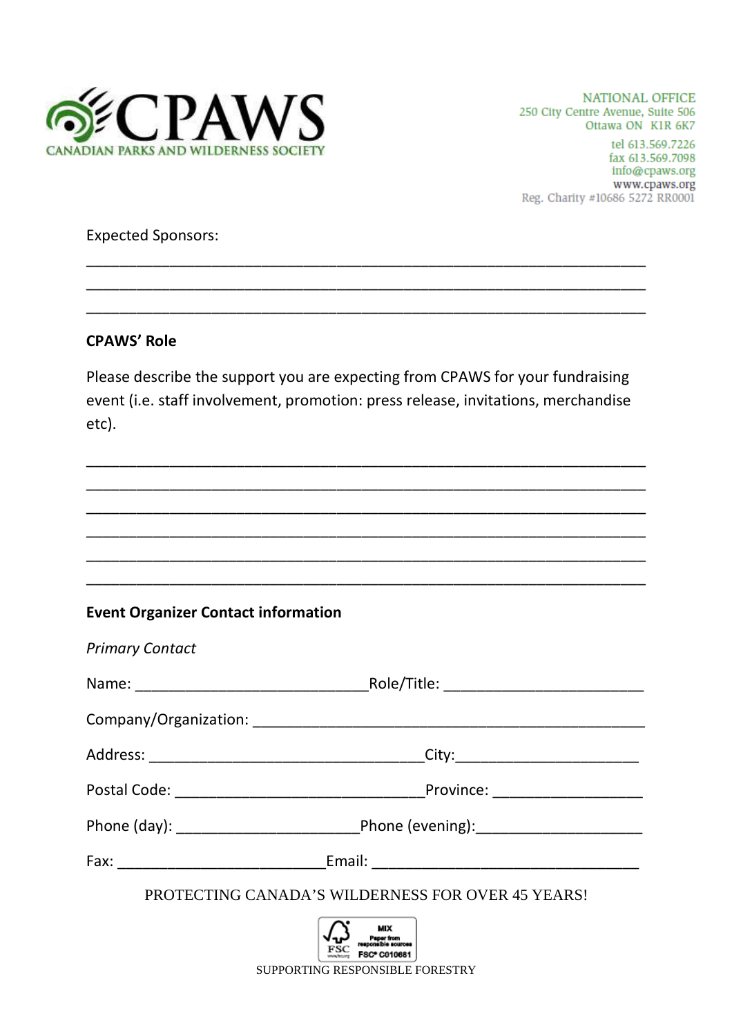CPAWS
CANADIAN PARKS AND WILDERNESS SOCIETY

NATIONAL OFFICE
250 City Centre Avenue, Suite 506
Ottawa ON K1R 6K7
tel 613.569.7226
fax 613.569.7098
info@cpaws.org
www.cpaws.org
Reg. Charity #10686 5272 RR0001

Expected Sponsors:

_______________________________________________________________
_______________________________________________________________
_______________________________________________________________

**CPAWS' Role**

Please describe the support you are expecting from CPAWS for your fundraising event (i.e. staff involvement, promotion: press release, invitations, merchandise etc).

_______________________________________________________________
_______________________________________________________________
_______________________________________________________________
_______________________________________________________________
_______________________________________________________________
_______________________________________________________________

**Event Organizer Contact information**

*Primary Contact*

Name: ___________________________ Role/Title: _______________________

Company/Organization: ____________________________________________

Address: ________________________________ City: _____________________

Postal Code: _____________________________ Province: _________________

Phone (day): ______________________ Phone (evening): ___________________

Fax: ________________________ Email: ______________________________

PROTECTING CANADA'S WILDERNESS FOR OVER 45 YEARS!

FSC MIX Paper from responsible sources FSC® C010681

SUPPORTING RESPONSIBLE FORESTRY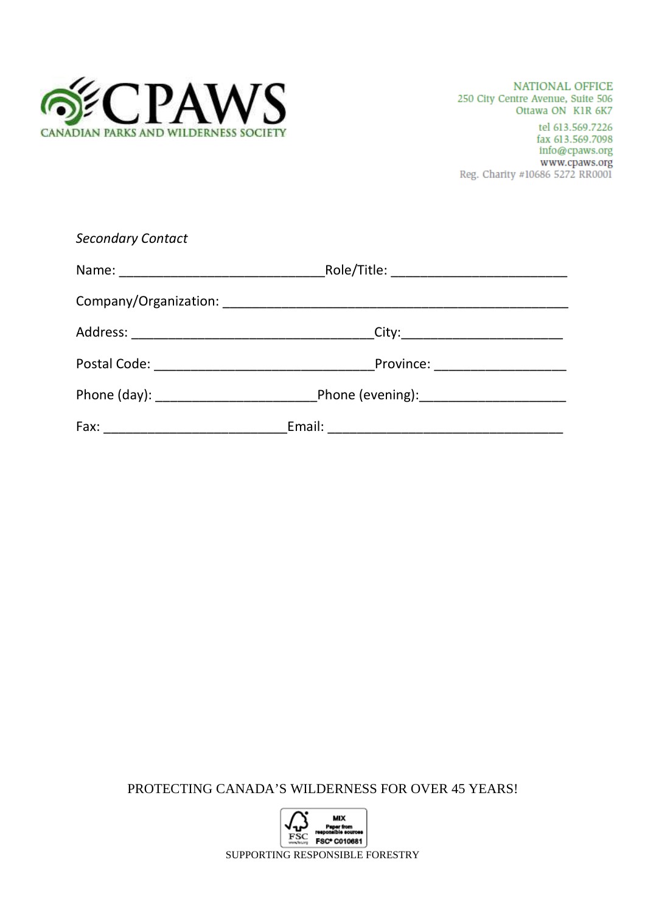CPAWS
CANADIAN PARKS AND WILDERNESS SOCIETY

NATIONAL OFFICE
250 City Centre Avenue, Suite 506
Ottawa ON K1R 6K7

tel 613.569.7226
fax 613.569.7098
info@cpaws.org
www.cpaws.org
Reg. Charity #10686 5272 RR0001

*Secondary Contact*

Name: ___________________________Role/Title: _______________________

Company/Organization: _____________________________________________

Address: ________________________________City:_____________________

Postal Code: _____________________________Province: _________________

Phone (day): _____________________Phone (evening):___________________

Fax: ________________________Email: ______________________________

PROTECTING CANADA'S WILDERNESS FOR OVER 45 YEARS!

FSC MIX Paper from responsible sources FSC® C010681

SUPPORTING RESPONSIBLE FORESTRY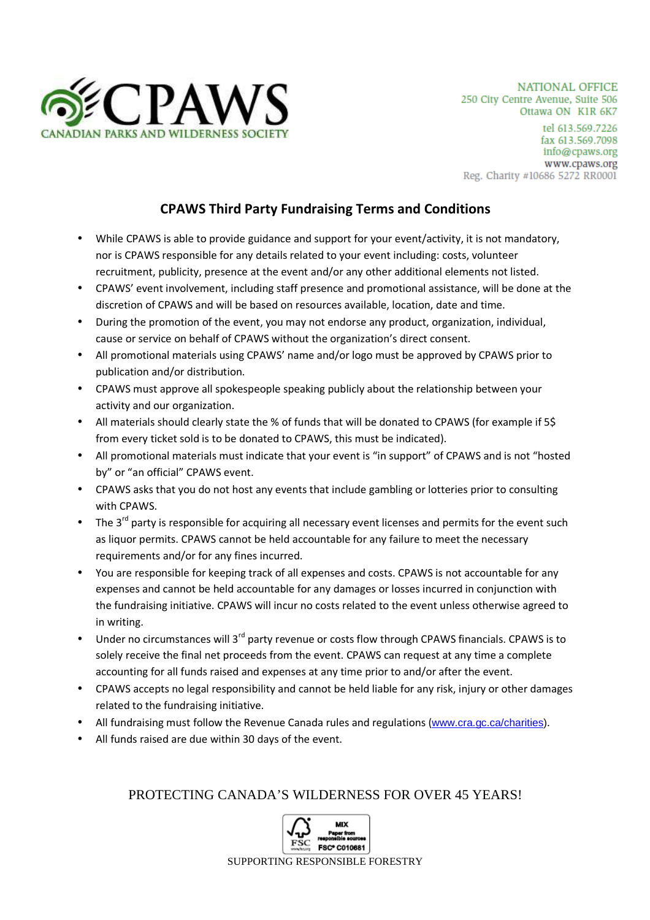**CPAWS**
CANADIAN PARKS AND WILDERNESS SOCIETY

NATIONAL OFFICE
250 City Centre Avenue, Suite 506
Ottawa ON K1R 6K7
tel 613.569.7226
fax 613.569.7098
info@cpaws.org
www.cpaws.org
Reg. Charity #10686 5272 RR0001

## CPAWS Third Party Fundraising Terms and Conditions

- While CPAWS is able to provide guidance and support for your event/activity, it is not mandatory, nor is CPAWS responsible for any details related to your event including: costs, volunteer recruitment, publicity, presence at the event and/or any other additional elements not listed.
- CPAWS' event involvement, including staff presence and promotional assistance, will be done at the discretion of CPAWS and will be based on resources available, location, date and time.
- During the promotion of the event, you may not endorse any product, organization, individual, cause or service on behalf of CPAWS without the organization's direct consent.
- All promotional materials using CPAWS' name and/or logo must be approved by CPAWS prior to publication and/or distribution.
- CPAWS must approve all spokespeople speaking publicly about the relationship between your activity and our organization.
- All materials should clearly state the % of funds that will be donated to CPAWS (for example if 5$ from every ticket sold is to be donated to CPAWS, this must be indicated).
- All promotional materials must indicate that your event is "in support" of CPAWS and is not "hosted by" or "an official" CPAWS event.
- CPAWS asks that you do not host any events that include gambling or lotteries prior to consulting with CPAWS.
- The 3rd party is responsible for acquiring all necessary event licenses and permits for the event such as liquor permits. CPAWS cannot be held accountable for any failure to meet the necessary requirements and/or for any fines incurred.
- You are responsible for keeping track of all expenses and costs. CPAWS is not accountable for any expenses and cannot be held accountable for any damages or losses incurred in conjunction with the fundraising initiative. CPAWS will incur no costs related to the event unless otherwise agreed to in writing.
- Under no circumstances will 3rd party revenue or costs flow through CPAWS financials. CPAWS is to solely receive the final net proceeds from the event. CPAWS can request at any time a complete accounting for all funds raised and expenses at any time prior to and/or after the event.
- CPAWS accepts no legal responsibility and cannot be held liable for any risk, injury or other damages related to the fundraising initiative.
- All fundraising must follow the Revenue Canada rules and regulations (www.cra.gc.ca/charities).
- All funds raised are due within 30 days of the event.

PROTECTING CANADA'S WILDERNESS FOR OVER 45 YEARS!

MIX Paper from responsible sources FSC® C010681

SUPPORTING RESPONSIBLE FORESTRY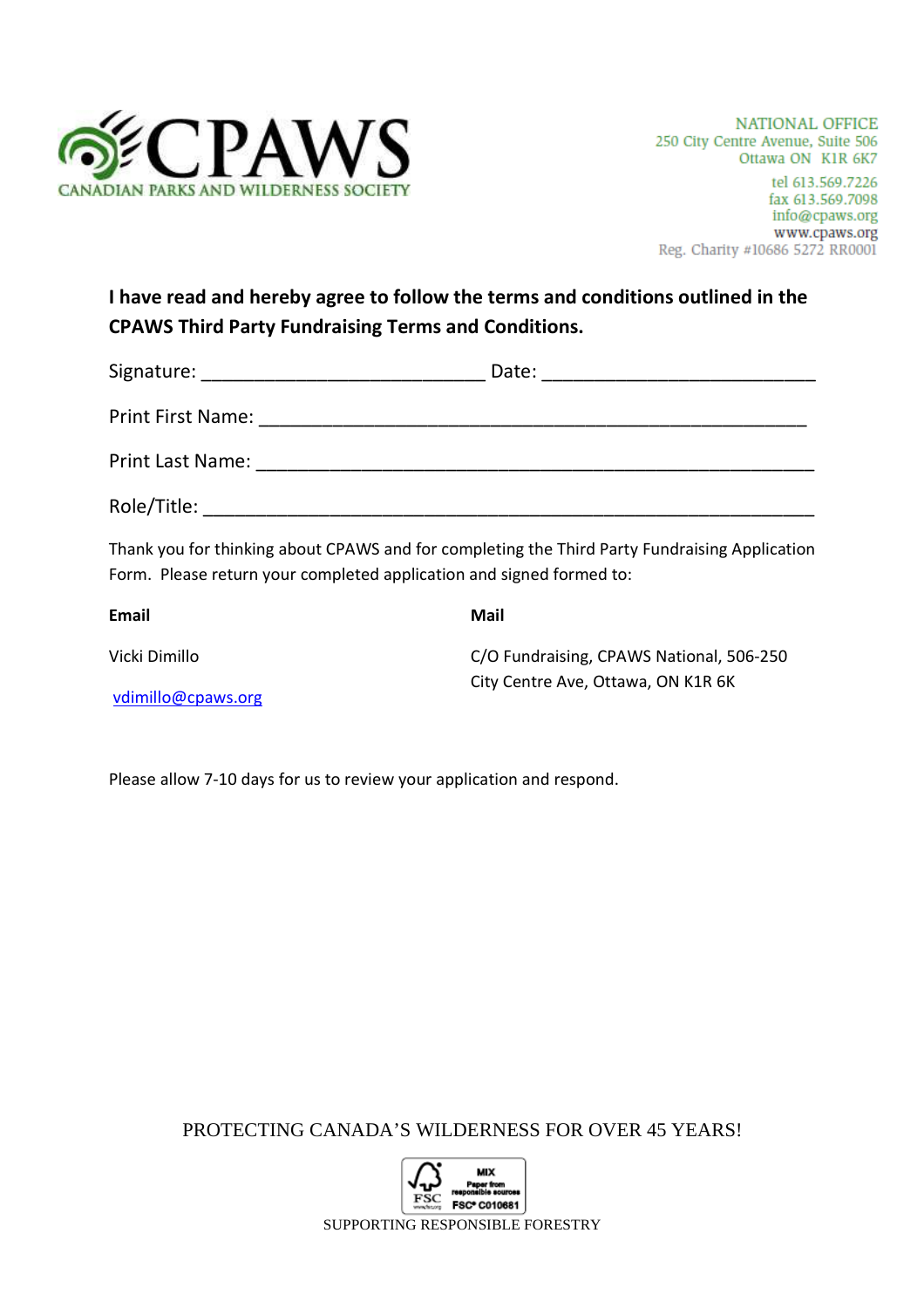CPAWS
CANADIAN PARKS AND WILDERNESS SOCIETY

NATIONAL OFFICE
250 City Centre Avenue, Suite 506
Ottawa ON K1R 6K7

tel 613.569.7226
fax 613.569.7098
info@cpaws.org
www.cpaws.org
Reg. Charity #10686 5272 RR0001

**I have read and hereby agree to follow the terms and conditions outlined in the CPAWS Third Party Fundraising Terms and Conditions.**

Signature: ___________________________ Date: __________________________

Print First Name: _____________________________________________________

Print Last Name: _____________________________________________________

Role/Title: __________________________________________________________

Thank you for thinking about CPAWS and for completing the Third Party Fundraising Application Form. Please return your completed application and signed formed to:

**Email**

Vicki Dimillo

vdimillo@cpaws.org

**Mail**

C/O Fundraising, CPAWS National, 506-250 City Centre Ave, Ottawa, ON K1R 6K

Please allow 7-10 days for us to review your application and respond.

PROTECTING CANADA'S WILDERNESS FOR OVER 45 YEARS!

MIX
Paper from responsible sources
FSC® C010681

SUPPORTING RESPONSIBLE FORESTRY